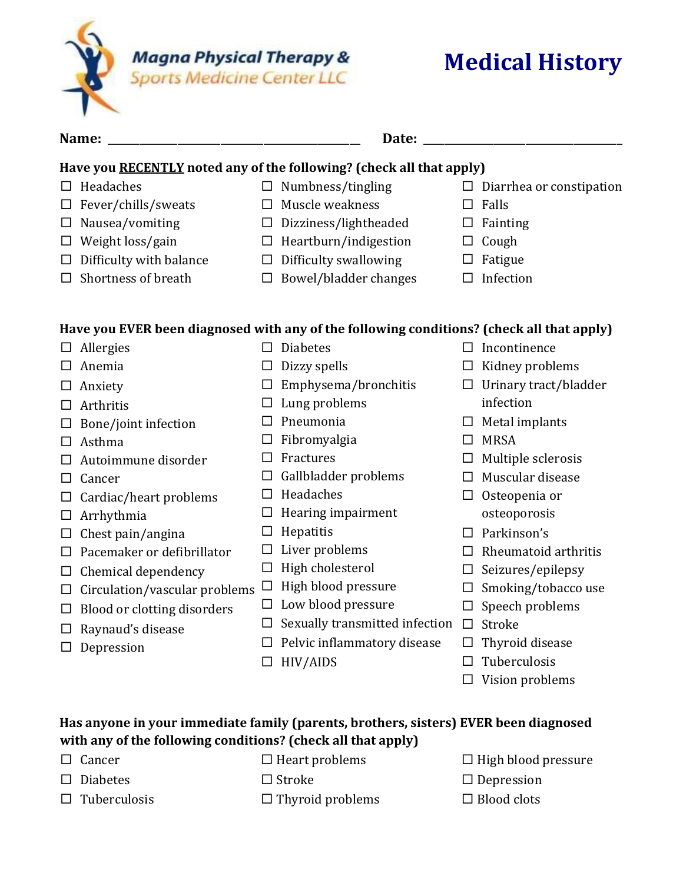**Magna Physical Therapy & Sports Medicine Center LLC**

# Medical History

**Name:** ________________________________________ **Date:** ________________________________

**Have you RECENTLY noted any of the following? (check all that apply)**

- ☐ Headaches
- ☐ Fever/chills/sweats
- ☐ Nausea/vomiting
- ☐ Weight loss/gain
- ☐ Difficulty with balance
- ☐ Shortness of breath
- ☐ Numbness/tingling
- ☐ Muscle weakness
- ☐ Dizziness/lightheaded
- ☐ Heartburn/indigestion
- ☐ Difficulty swallowing
- ☐ Bowel/bladder changes
- ☐ Diarrhea or constipation
- ☐ Falls
- ☐ Fainting
- ☐ Cough
- ☐ Fatigue
- ☐ Infection

**Have you EVER been diagnosed with any of the following conditions? (check all that apply)**

- ☐ Allergies
- ☐ Anemia
- ☐ Anxiety
- ☐ Arthritis
- ☐ Bone/joint infection
- ☐ Asthma
- ☐ Autoimmune disorder
- ☐ Cancer
- ☐ Cardiac/heart problems
- ☐ Arrhythmia
- ☐ Chest pain/angina
- ☐ Pacemaker or defibrillator
- ☐ Chemical dependency
- ☐ Circulation/vascular problems
- ☐ Blood or clotting disorders
- ☐ Raynaud's disease
- ☐ Depression
- ☐ Diabetes
- ☐ Dizzy spells
- ☐ Emphysema/bronchitis
- ☐ Lung problems
- ☐ Pneumonia
- ☐ Fibromyalgia
- ☐ Fractures
- ☐ Gallbladder problems
- ☐ Headaches
- ☐ Hearing impairment
- ☐ Hepatitis
- ☐ Liver problems
- ☐ High cholesterol
- ☐ High blood pressure
- ☐ Low blood pressure
- ☐ Sexually transmitted infection
- ☐ Pelvic inflammatory disease
- ☐ HIV/AIDS
- ☐ Incontinence
- ☐ Kidney problems
- ☐ Urinary tract/bladder infection
- ☐ Metal implants
- ☐ MRSA
- ☐ Multiple sclerosis
- ☐ Muscular disease
- ☐ Osteopenia or osteoporosis
- ☐ Parkinson's
- ☐ Rheumatoid arthritis
- ☐ Seizures/epilepsy
- ☐ Smoking/tobacco use
- ☐ Speech problems
- ☐ Stroke
- ☐ Thyroid disease
- ☐ Tuberculosis
- ☐ Vision problems

**Has anyone in your immediate family (parents, brothers, sisters) EVER been diagnosed with any of the following conditions? (check all that apply)**

- ☐ Cancer
- ☐ Diabetes
- ☐ Tuberculosis
- ☐ Heart problems
- ☐ Stroke
- ☐ Thyroid problems
- ☐ High blood pressure
- ☐ Depression
- ☐ Blood clots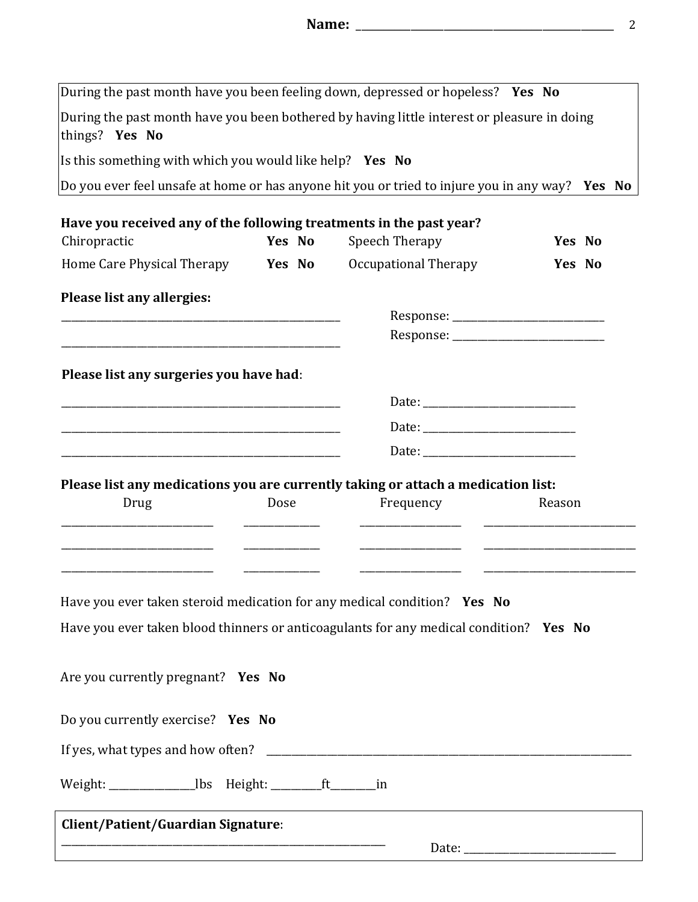**Name:** ____________________________________________

| |
|---|
| During the past month have you been feeling down, depressed or hopeless? **Yes No** |
| During the past month have you been bothered by having little interest or pleasure in doing things? **Yes No** |
| Is this something with which you would like help? **Yes No** |
| Do you ever feel unsafe at home or has anyone hit you or tried to injure you in any way? **Yes No** |

**Have you received any of the following treatments in the past year?**

| | | | |
|---|---|---|---|
| Chiropractic | **Yes No** | Speech Therapy | **Yes No** |
| Home Care Physical Therapy | **Yes No** | Occupational Therapy | **Yes No** |

**Please list any allergies:**

________________________________________________ Response: ____________________________

________________________________________________ Response: ____________________________

**Please list any surgeries you have had**:

________________________________________________ Date: ____________________________

________________________________________________ Date: ____________________________

________________________________________________ Date: ____________________________

**Please list any medications you are currently taking or attach a medication list:**

| Drug | Dose | Frequency | Reason |
|---|---|---|---|
| ____________________ | __________ | ______________ | ______________________ |
| ____________________ | __________ | ______________ | ______________________ |
| ____________________ | __________ | ______________ | ______________________ |

Have you ever taken steroid medication for any medical condition? **Yes No**

Have you ever taken blood thinners or anticoagulants for any medical condition? **Yes No**

Are you currently pregnant? **Yes No**

Do you currently exercise? **Yes No**

If yes, what types and how often? ____________________________________________________________

Weight: _______________lbs Height: _________ft________in

**Client/Patient/Guardian Signature**:

____________________________________________________ Date: ____________________________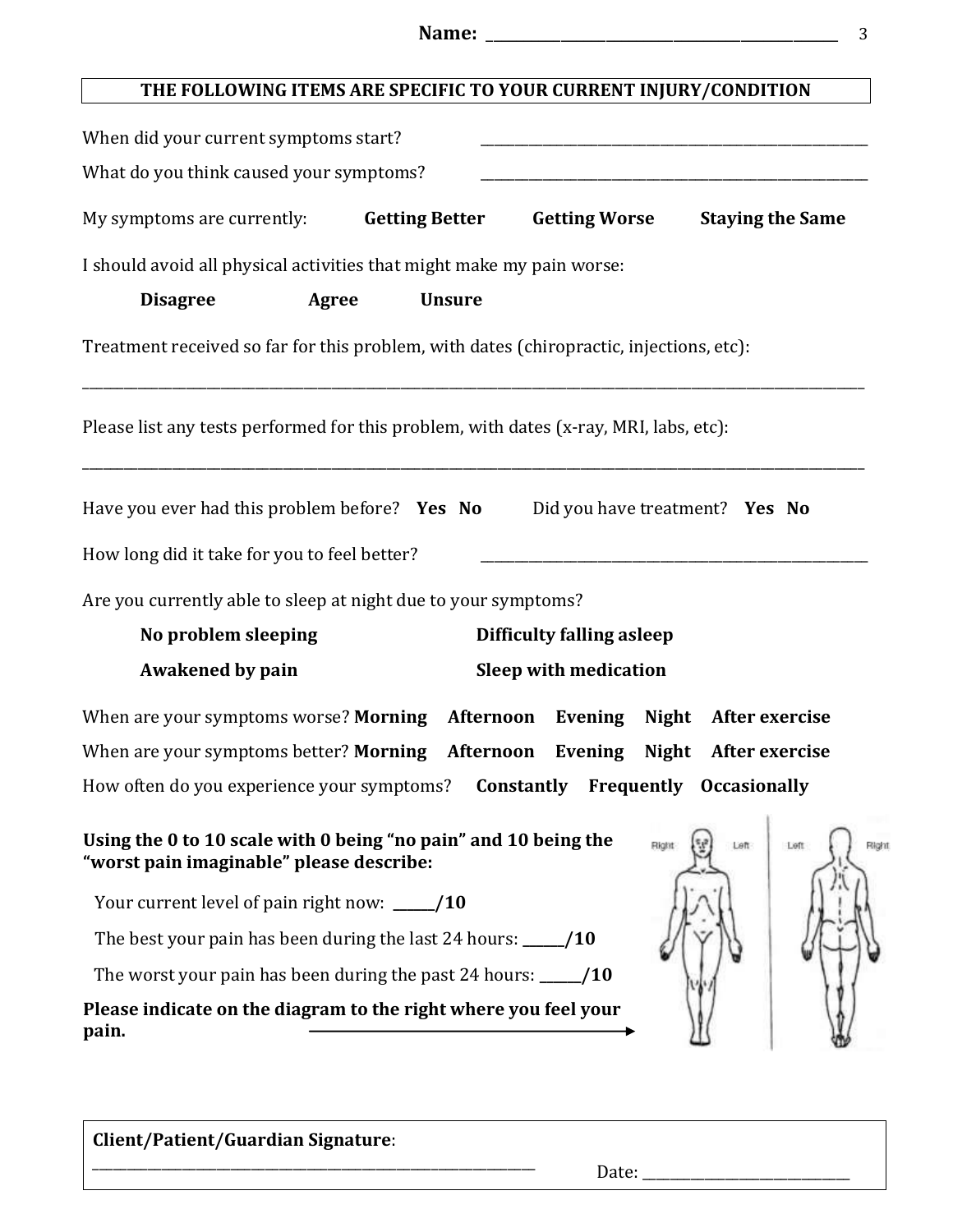Name: ______________________________________________

**THE FOLLOWING ITEMS ARE SPECIFIC TO YOUR CURRENT INJURY/CONDITION**

When did your current symptoms start? ______________________________________________

What do you think caused your symptoms? ______________________________________________

My symptoms are currently: **Getting Better** **Getting Worse** **Staying the Same**

I should avoid all physical activities that might make my pain worse:

**Disagree** **Agree** **Unsure**

Treatment received so far for this problem, with dates (chiropractic, injections, etc):

______________________________________________________________________________

Please list any tests performed for this problem, with dates (x-ray, MRI, labs, etc):

______________________________________________________________________________

Have you ever had this problem before? **Yes** **No** Did you have treatment? **Yes** **No**

How long did it take for you to feel better? ______________________________________________

Are you currently able to sleep at night due to your symptoms?

**No problem sleeping** **Difficulty falling asleep**

**Awakened by pain** **Sleep with medication**

When are your symptoms worse? **Morning** **Afternoon** **Evening** **Night** **After exercise**

When are your symptoms better? **Morning** **Afternoon** **Evening** **Night** **After exercise**

How often do you experience your symptoms? **Constantly** **Frequently** **Occasionally**

**Using the 0 to 10 scale with 0 being "no pain" and 10 being the "worst pain imaginable" please describe:**

Your current level of pain right now: ______**/10**

The best your pain has been during the last 24 hours: ______**/10**

The worst your pain has been during the past 24 hours: ______**/10**

**Please indicate on the diagram to the right where you feel your pain.** ⟶

Right Left Left Right

**Client/Patient/Guardian Signature**: ______________________________________________ Date: ____________________________